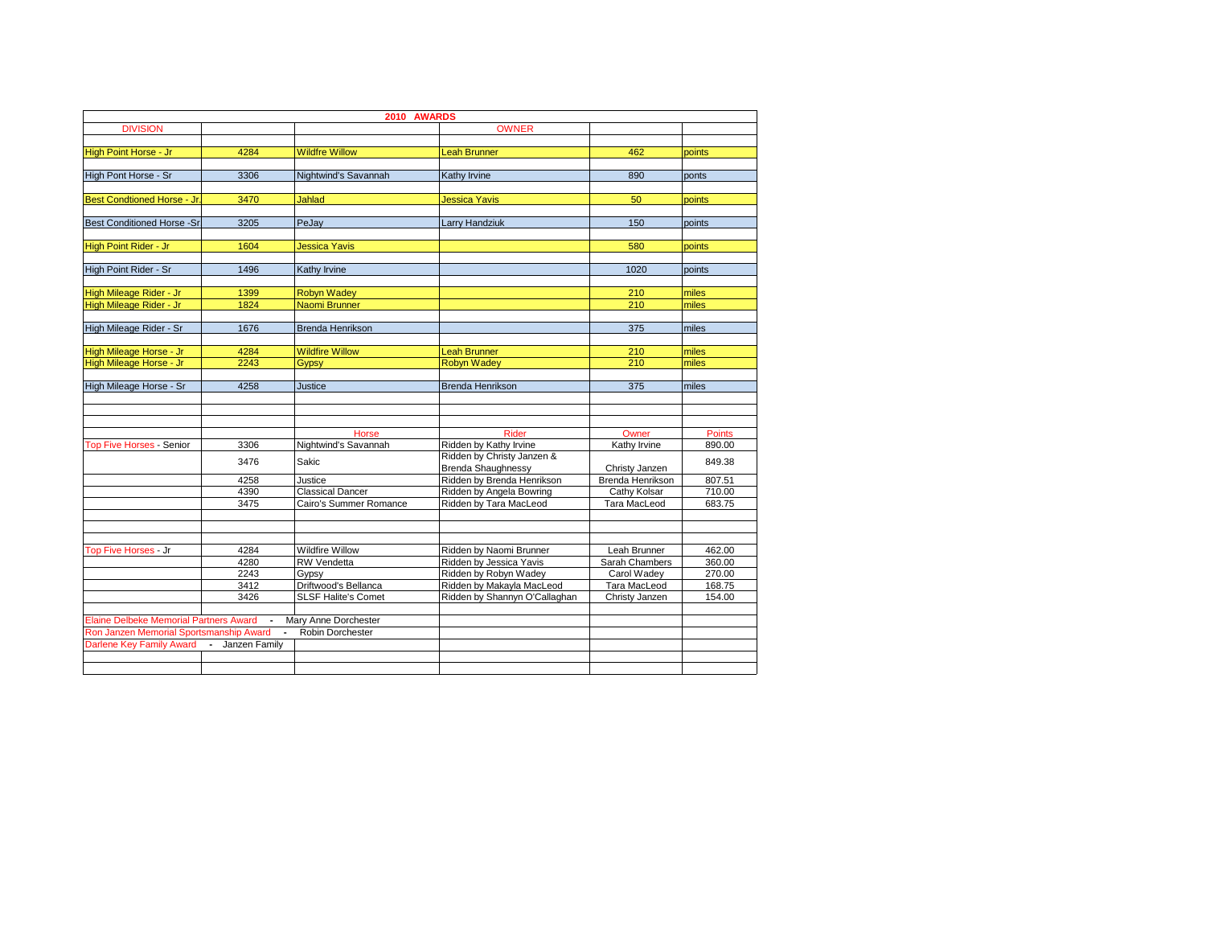# 2010 AWARDS

| DIVISION | | | OWNER | | |
|---|---|---|---|---|---|
| High Point Horse - Jr | 4284 | Wildfre Willow | Leah Brunner | 462 | points |
| High Pont Horse - Sr | 3306 | Nightwind's Savannah | Kathy Irvine | 890 | ponts |
| Best Condtioned Horse - Jr. | 3470 | Jahlad | Jessica Yavis | 50 | points |
| Best Conditioned Horse -Sr | 3205 | PeJay | Larry Handziuk | 150 | points |
| High Point Rider - Jr | 1604 | Jessica Yavis | | 580 | points |
| High Point Rider - Sr | 1496 | Kathy Irvine | | 1020 | points |
| High Mileage Rider - Jr | 1399 | Robyn Wadey | | 210 | miles |
| High Mileage Rider - Jr | 1824 | Naomi Brunner | | 210 | miles |
| High Mileage Rider - Sr | 1676 | Brenda Henrikson | | 375 | miles |
| High Mileage Horse - Jr | 4284 | Wildfire Willow | Leah Brunner | 210 | miles |
| High Mileage Horse - Jr | 2243 | Gypsy | Robyn Wadey | 210 | miles |
| High Mileage Horse - Sr | 4258 | Justice | Brenda Henrikson | 375 | miles |

| | | Horse | Rider | Owner | Points |
|---|---|---|---|---|---|
| Top Five Horses - Senior | 3306 | Nightwind's Savannah | Ridden by Kathy Irvine | Kathy Irvine | 890.00 |
| | 3476 | Sakic | Ridden by Christy Janzen & Brenda Shaughnessy | Christy Janzen | 849.38 |
| | 4258 | Justice | Ridden by Brenda Henrikson | Brenda Henrikson | 807.51 |
| | 4390 | Classical Dancer | Ridden by Angela Bowring | Cathy Kolsar | 710.00 |
| | 3475 | Cairo's Summer Romance | Ridden by Tara MacLeod | Tara MacLeod | 683.75 |
| Top Five Horses - Jr | 4284 | Wildfire Willow | Ridden by Naomi Brunner | Leah Brunner | 462.00 |
| | 4280 | RW Vendetta | Ridden by Jessica Yavis | Sarah Chambers | 360.00 |
| | 2243 | Gypsy | Ridden by Robyn Wadey | Carol Wadey | 270.00 |
| | 3412 | Driftwood's Bellanca | Ridden by Makayla MacLeod | Tara MacLeod | 168.75 |
| | 3426 | SLSF Halite's Comet | Ridden by Shannyn O'Callaghan | Christy Janzen | 154.00 |

Elaine Delbeke Memorial Partners Award - Mary Anne Dorchester

Ron Janzen Memorial Sportsmanship Award - Robin Dorchester

Darlene Key Family Award - Janzen Family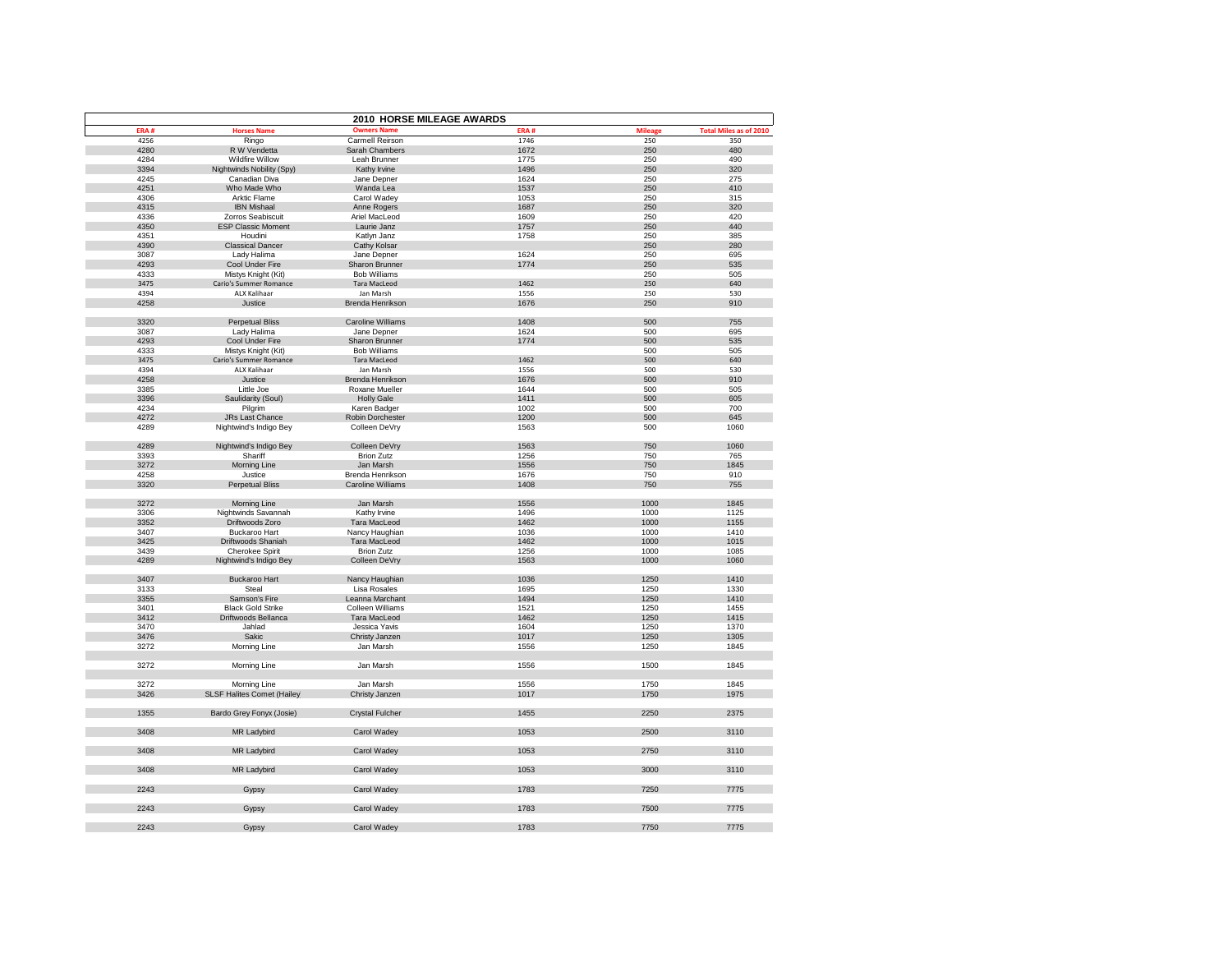# 2010 HORSE MILEAGE AWARDS

| ERA # | Horses Name | Owners Name | ERA # | Mileage | Total Miles as of 2010 |
|---|---|---|---|---|---|
| 4256 | Ringo | Carmell Reirson | 1746 | 250 | 350 |
| 4280 | R W Vendetta | Sarah Chambers | 1672 | 250 | 480 |
| 4284 | Wildfire Willow | Leah Brunner | 1775 | 250 | 490 |
| 3394 | Nightwinds Nobility (Spy) | Kathy Irvine | 1496 | 250 | 320 |
| 4245 | Canadian Diva | Jane Depner | 1624 | 250 | 275 |
| 4251 | Who Made Who | Wanda Lea | 1537 | 250 | 410 |
| 4306 | Arktic Flame | Carol Wadey | 1053 | 250 | 315 |
| 4315 | IBN Mishaal | Anne Rogers | 1687 | 250 | 320 |
| 4336 | Zorros Seabiscuit | Ariel MacLeod | 1609 | 250 | 420 |
| 4350 | ESP Classic Moment | Laurie Janz | 1757 | 250 | 440 |
| 4351 | Houdini | Katlyn Janz | 1758 | 250 | 385 |
| 4390 | Classical Dancer | Cathy Kolsar | | 250 | 280 |
| 3087 | Lady Halima | Jane Depner | 1624 | 250 | 695 |
| 4293 | Cool Under Fire | Sharon Brunner | 1774 | 250 | 535 |
| 4333 | Mistys Knight (Kit) | Bob Williams | | 250 | 505 |
| 3475 | Cario's Summer Romance | Tara MacLeod | 1462 | 250 | 640 |
| 4394 | ALX Kalihaar | Jan Marsh | 1556 | 250 | 530 |
| 4258 | Justice | Brenda Henrikson | 1676 | 250 | 910 |
| | | | | | |
| 3320 | Perpetual Bliss | Caroline Williams | 1408 | 500 | 755 |
| 3087 | Lady Halima | Jane Depner | 1624 | 500 | 695 |
| 4293 | Cool Under Fire | Sharon Brunner | 1774 | 500 | 535 |
| 4333 | Mistys Knight (Kit) | Bob Williams | | 500 | 505 |
| 3475 | Cario's Summer Romance | Tara MacLeod | 1462 | 500 | 640 |
| 4394 | ALX Kalihaar | Jan Marsh | 1556 | 500 | 530 |
| 4258 | Justice | Brenda Henrikson | 1676 | 500 | 910 |
| 3385 | Little Joe | Roxane Mueller | 1644 | 500 | 505 |
| 3396 | Saulidarity (Soul) | Holly Gale | 1411 | 500 | 605 |
| 4234 | Pilgrim | Karen Badger | 1002 | 500 | 700 |
| 4272 | JRs Last Chance | Robin Dorchester | 1200 | 500 | 645 |
| 4289 | Nightwind's Indigo Bey | Colleen DeVry | 1563 | 500 | 1060 |
| | | | | | |
| 4289 | Nightwind's Indigo Bey | Colleen DeVry | 1563 | 750 | 1060 |
| 3393 | Shariff | Brion Zutz | 1256 | 750 | 765 |
| 3272 | Morning Line | Jan Marsh | 1556 | 750 | 1845 |
| 4258 | Justice | Brenda Henrikson | 1676 | 750 | 910 |
| 3320 | Perpetual Bliss | Caroline Williams | 1408 | 750 | 755 |
| | | | | | |
| 3272 | Morning Line | Jan Marsh | 1556 | 1000 | 1845 |
| 3306 | Nightwinds Savannah | Kathy Irvine | 1496 | 1000 | 1125 |
| 3352 | Driftwoods Zoro | Tara MacLeod | 1462 | 1000 | 1155 |
| 3407 | Buckaroo Hart | Nancy Haughian | 1036 | 1000 | 1410 |
| 3425 | Driftwoods Shaniah | Tara MacLeod | 1462 | 1000 | 1015 |
| 3439 | Cherokee Spirit | Brion Zutz | 1256 | 1000 | 1085 |
| 4289 | Nightwind's Indigo Bey | Colleen DeVry | 1563 | 1000 | 1060 |
| | | | | | |
| 3407 | Buckaroo Hart | Nancy Haughian | 1036 | 1250 | 1410 |
| 3133 | Steal | Lisa Rosales | 1695 | 1250 | 1330 |
| 3355 | Samson's Fire | Leanna Marchant | 1494 | 1250 | 1410 |
| 3401 | Black Gold Strike | Colleen Williams | 1521 | 1250 | 1455 |
| 3412 | Driftwoods Bellanca | Tara MacLeod | 1462 | 1250 | 1415 |
| 3470 | Jahlad | Jessica Yavis | 1604 | 1250 | 1370 |
| 3476 | Sakic | Christy Janzen | 1017 | 1250 | 1305 |
| 3272 | Morning Line | Jan Marsh | 1556 | 1250 | 1845 |
| | | | | | |
| 3272 | Morning Line | Jan Marsh | 1556 | 1500 | 1845 |
| | | | | | |
| 3272 | Morning Line | Jan Marsh | 1556 | 1750 | 1845 |
| 3426 | SLSF Halites Comet (Hailey | Christy Janzen | 1017 | 1750 | 1975 |
| | | | | | |
| 1355 | Bardo Grey Fonyx (Josie) | Crystal Fulcher | 1455 | 2250 | 2375 |
| | | | | | |
| 3408 | MR Ladybird | Carol Wadey | 1053 | 2500 | 3110 |
| | | | | | |
| 3408 | MR Ladybird | Carol Wadey | 1053 | 2750 | 3110 |
| | | | | | |
| 3408 | MR Ladybird | Carol Wadey | 1053 | 3000 | 3110 |
| | | | | | |
| 2243 | Gypsy | Carol Wadey | 1783 | 7250 | 7775 |
| | | | | | |
| 2243 | Gypsy | Carol Wadey | 1783 | 7500 | 7775 |
| | | | | | |
| 2243 | Gypsy | Carol Wadey | 1783 | 7750 | 7775 |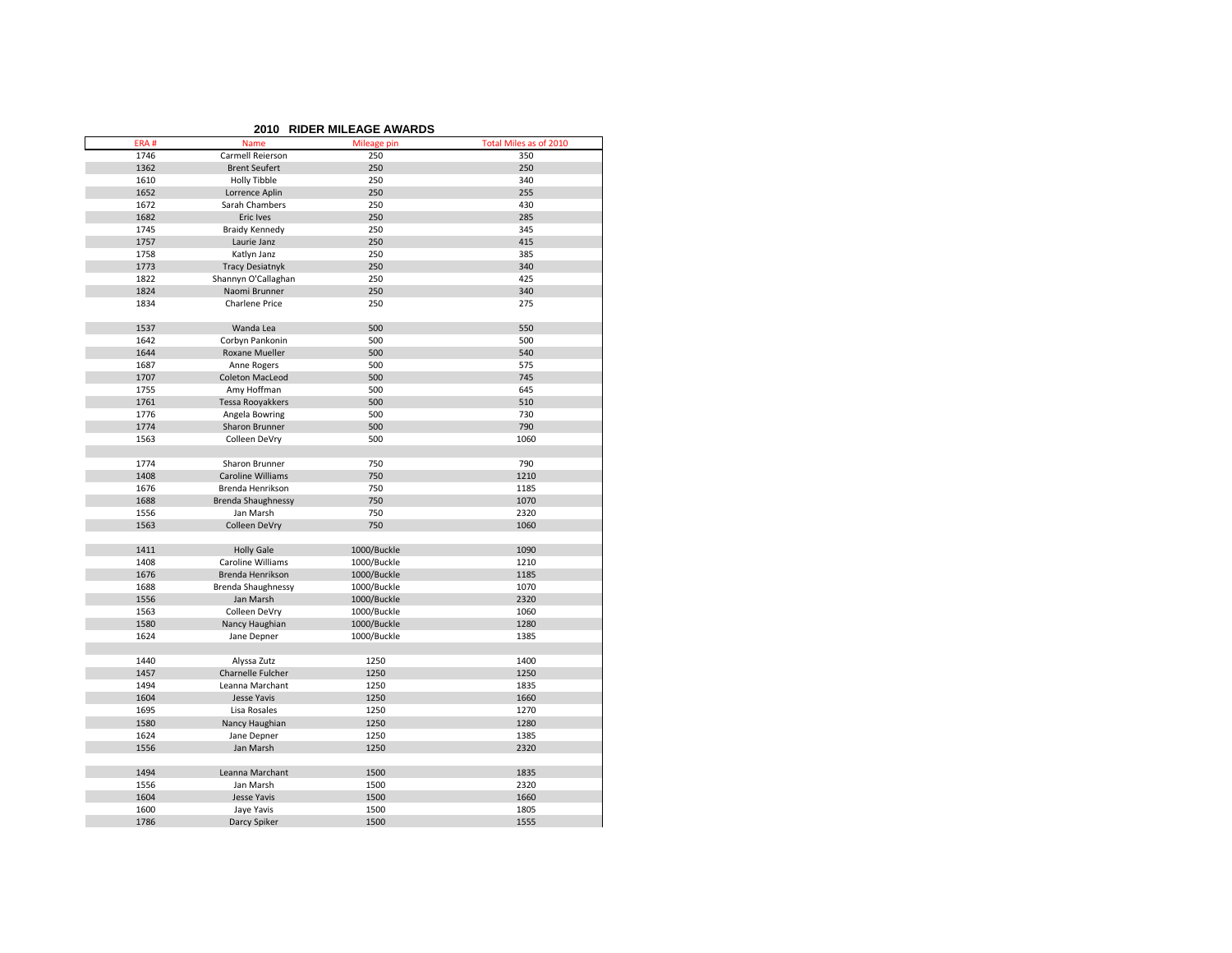## 2010 RIDER MILEAGE AWARDS

| ERA # | Name | Mileage pin | Total Miles as of 2010 |
|---|---|---|---|
| 1746 | Carmell Reierson | 250 | 350 |
| 1362 | Brent Seufert | 250 | 250 |
| 1610 | Holly Tibble | 250 | 340 |
| 1652 | Lorrence Aplin | 250 | 255 |
| 1672 | Sarah Chambers | 250 | 430 |
| 1682 | Eric Ives | 250 | 285 |
| 1745 | Braidy Kennedy | 250 | 345 |
| 1757 | Laurie Janz | 250 | 415 |
| 1758 | Katlyn Janz | 250 | 385 |
| 1773 | Tracy Desiatnyk | 250 | 340 |
| 1822 | Shannyn O'Callaghan | 250 | 425 |
| 1824 | Naomi Brunner | 250 | 340 |
| 1834 | Charlene Price | 250 | 275 |
| | | | |
| 1537 | Wanda Lea | 500 | 550 |
| 1642 | Corbyn Pankonin | 500 | 500 |
| 1644 | Roxane Mueller | 500 | 540 |
| 1687 | Anne Rogers | 500 | 575 |
| 1707 | Coleton MacLeod | 500 | 745 |
| 1755 | Amy Hoffman | 500 | 645 |
| 1761 | Tessa Rooyakkers | 500 | 510 |
| 1776 | Angela Bowring | 500 | 730 |
| 1774 | Sharon Brunner | 500 | 790 |
| 1563 | Colleen DeVry | 500 | 1060 |
| | | | |
| 1774 | Sharon Brunner | 750 | 790 |
| 1408 | Caroline Williams | 750 | 1210 |
| 1676 | Brenda Henrikson | 750 | 1185 |
| 1688 | Brenda Shaughnessy | 750 | 1070 |
| 1556 | Jan Marsh | 750 | 2320 |
| 1563 | Colleen DeVry | 750 | 1060 |
| | | | |
| 1411 | Holly Gale | 1000/Buckle | 1090 |
| 1408 | Caroline Williams | 1000/Buckle | 1210 |
| 1676 | Brenda Henrikson | 1000/Buckle | 1185 |
| 1688 | Brenda Shaughnessy | 1000/Buckle | 1070 |
| 1556 | Jan Marsh | 1000/Buckle | 2320 |
| 1563 | Colleen DeVry | 1000/Buckle | 1060 |
| 1580 | Nancy Haughian | 1000/Buckle | 1280 |
| 1624 | Jane Depner | 1000/Buckle | 1385 |
| | | | |
| 1440 | Alyssa Zutz | 1250 | 1400 |
| 1457 | Charnelle Fulcher | 1250 | 1250 |
| 1494 | Leanna Marchant | 1250 | 1835 |
| 1604 | Jesse Yavis | 1250 | 1660 |
| 1695 | Lisa Rosales | 1250 | 1270 |
| 1580 | Nancy Haughian | 1250 | 1280 |
| 1624 | Jane Depner | 1250 | 1385 |
| 1556 | Jan Marsh | 1250 | 2320 |
| | | | |
| 1494 | Leanna Marchant | 1500 | 1835 |
| 1556 | Jan Marsh | 1500 | 2320 |
| 1604 | Jesse Yavis | 1500 | 1660 |
| 1600 | Jaye Yavis | 1500 | 1805 |
| 1786 | Darcy Spiker | 1500 | 1555 |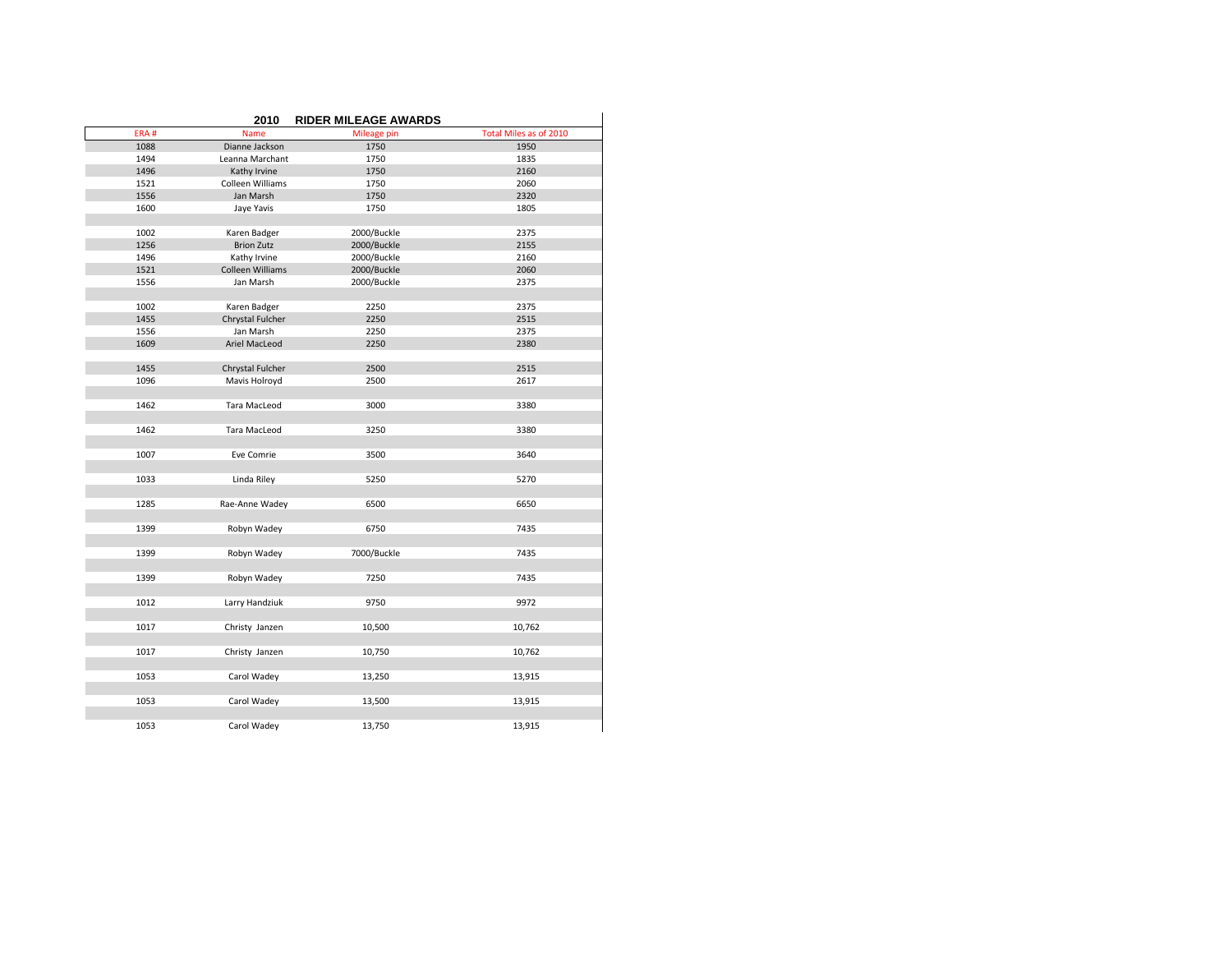## 2010 RIDER MILEAGE AWARDS

| ERA # | Name | Mileage pin | Total Miles as of 2010 |
|---|---|---|---|
| 1088 | Dianne Jackson | 1750 | 1950 |
| 1494 | Leanna Marchant | 1750 | 1835 |
| 1496 | Kathy Irvine | 1750 | 2160 |
| 1521 | Colleen Williams | 1750 | 2060 |
| 1556 | Jan Marsh | 1750 | 2320 |
| 1600 | Jaye Yavis | 1750 | 1805 |
| | | | |
| 1002 | Karen Badger | 2000/Buckle | 2375 |
| 1256 | Brion Zutz | 2000/Buckle | 2155 |
| 1496 | Kathy Irvine | 2000/Buckle | 2160 |
| 1521 | Colleen Williams | 2000/Buckle | 2060 |
| 1556 | Jan Marsh | 2000/Buckle | 2375 |
| | | | |
| 1002 | Karen Badger | 2250 | 2375 |
| 1455 | Chrystal Fulcher | 2250 | 2515 |
| 1556 | Jan Marsh | 2250 | 2375 |
| 1609 | Ariel MacLeod | 2250 | 2380 |
| | | | |
| 1455 | Chrystal Fulcher | 2500 | 2515 |
| 1096 | Mavis Holroyd | 2500 | 2617 |
| | | | |
| 1462 | Tara MacLeod | 3000 | 3380 |
| | | | |
| 1462 | Tara MacLeod | 3250 | 3380 |
| | | | |
| 1007 | Eve Comrie | 3500 | 3640 |
| | | | |
| 1033 | Linda Riley | 5250 | 5270 |
| | | | |
| 1285 | Rae-Anne Wadey | 6500 | 6650 |
| | | | |
| 1399 | Robyn Wadey | 6750 | 7435 |
| | | | |
| 1399 | Robyn Wadey | 7000/Buckle | 7435 |
| | | | |
| 1399 | Robyn Wadey | 7250 | 7435 |
| | | | |
| 1012 | Larry Handziuk | 9750 | 9972 |
| | | | |
| 1017 | Christy Janzen | 10,500 | 10,762 |
| | | | |
| 1017 | Christy Janzen | 10,750 | 10,762 |
| | | | |
| 1053 | Carol Wadey | 13,250 | 13,915 |
| | | | |
| 1053 | Carol Wadey | 13,500 | 13,915 |
| | | | |
| 1053 | Carol Wadey | 13,750 | 13,915 |